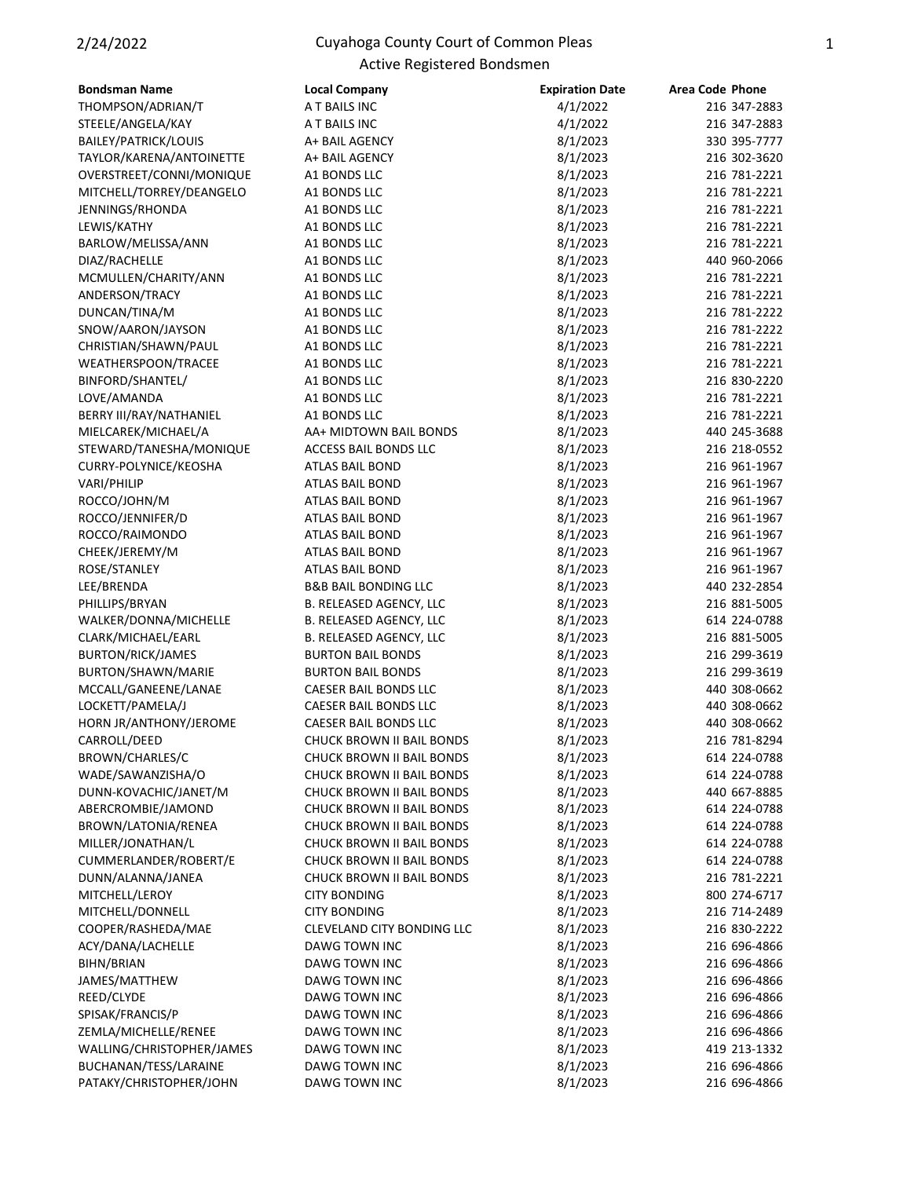# Cuyahoga County Court of Common Pleas

## Active Registered Bondsmen

2/24/2022

| Bondsman Name | Local Company | Expiration Date | Area Code Phone |
|---|---|---|---|
| THOMPSON/ADRIAN/T | A T BAILS INC | 4/1/2022 | 216 347-2883 |
| STEELE/ANGELA/KAY | A T BAILS INC | 4/1/2022 | 216 347-2883 |
| BAILEY/PATRICK/LOUIS | A+ BAIL AGENCY | 8/1/2023 | 330 395-7777 |
| TAYLOR/KARENA/ANTOINETTE | A+ BAIL AGENCY | 8/1/2023 | 216 302-3620 |
| OVERSTREET/CONNI/MONIQUE | A1 BONDS LLC | 8/1/2023 | 216 781-2221 |
| MITCHELL/TORREY/DEANGELO | A1 BONDS LLC | 8/1/2023 | 216 781-2221 |
| JENNINGS/RHONDA | A1 BONDS LLC | 8/1/2023 | 216 781-2221 |
| LEWIS/KATHY | A1 BONDS LLC | 8/1/2023 | 216 781-2221 |
| BARLOW/MELISSA/ANN | A1 BONDS LLC | 8/1/2023 | 216 781-2221 |
| DIAZ/RACHELLE | A1 BONDS LLC | 8/1/2023 | 440 960-2066 |
| MCMULLEN/CHARITY/ANN | A1 BONDS LLC | 8/1/2023 | 216 781-2221 |
| ANDERSON/TRACY | A1 BONDS LLC | 8/1/2023 | 216 781-2221 |
| DUNCAN/TINA/M | A1 BONDS LLC | 8/1/2023 | 216 781-2222 |
| SNOW/AARON/JAYSON | A1 BONDS LLC | 8/1/2023 | 216 781-2222 |
| CHRISTIAN/SHAWN/PAUL | A1 BONDS LLC | 8/1/2023 | 216 781-2221 |
| WEATHERSPOON/TRACEE | A1 BONDS LLC | 8/1/2023 | 216 781-2221 |
| BINFORD/SHANTEL/ | A1 BONDS LLC | 8/1/2023 | 216 830-2220 |
| LOVE/AMANDA | A1 BONDS LLC | 8/1/2023 | 216 781-2221 |
| BERRY III/RAY/NATHANIEL | A1 BONDS LLC | 8/1/2023 | 216 781-2221 |
| MIELCAREK/MICHAEL/A | AA+ MIDTOWN BAIL BONDS | 8/1/2023 | 440 245-3688 |
| STEWARD/TANESHA/MONIQUE | ACCESS BAIL BONDS LLC | 8/1/2023 | 216 218-0552 |
| CURRY-POLYNICE/KEOSHA | ATLAS BAIL BOND | 8/1/2023 | 216 961-1967 |
| VARI/PHILIP | ATLAS BAIL BOND | 8/1/2023 | 216 961-1967 |
| ROCCO/JOHN/M | ATLAS BAIL BOND | 8/1/2023 | 216 961-1967 |
| ROCCO/JENNIFER/D | ATLAS BAIL BOND | 8/1/2023 | 216 961-1967 |
| ROCCO/RAIMONDO | ATLAS BAIL BOND | 8/1/2023 | 216 961-1967 |
| CHEEK/JEREMY/M | ATLAS BAIL BOND | 8/1/2023 | 216 961-1967 |
| ROSE/STANLEY | ATLAS BAIL BOND | 8/1/2023 | 216 961-1967 |
| LEE/BRENDA | B&B BAIL BONDING LLC | 8/1/2023 | 440 232-2854 |
| PHILLIPS/BRYAN | B. RELEASED AGENCY, LLC | 8/1/2023 | 216 881-5005 |
| WALKER/DONNA/MICHELLE | B. RELEASED AGENCY, LLC | 8/1/2023 | 614 224-0788 |
| CLARK/MICHAEL/EARL | B. RELEASED AGENCY, LLC | 8/1/2023 | 216 881-5005 |
| BURTON/RICK/JAMES | BURTON BAIL BONDS | 8/1/2023 | 216 299-3619 |
| BURTON/SHAWN/MARIE | BURTON BAIL BONDS | 8/1/2023 | 216 299-3619 |
| MCCALL/GANEENE/LANAE | CAESER BAIL BONDS LLC | 8/1/2023 | 440 308-0662 |
| LOCKETT/PAMELA/J | CAESER BAIL BONDS LLC | 8/1/2023 | 440 308-0662 |
| HORN JR/ANTHONY/JEROME | CAESER BAIL BONDS LLC | 8/1/2023 | 440 308-0662 |
| CARROLL/DEED | CHUCK BROWN II BAIL BONDS | 8/1/2023 | 216 781-8294 |
| BROWN/CHARLES/C | CHUCK BROWN II BAIL BONDS | 8/1/2023 | 614 224-0788 |
| WADE/SAWANZISHA/O | CHUCK BROWN II BAIL BONDS | 8/1/2023 | 614 224-0788 |
| DUNN-KOVACHIC/JANET/M | CHUCK BROWN II BAIL BONDS | 8/1/2023 | 440 667-8885 |
| ABERCROMBIE/JAMOND | CHUCK BROWN II BAIL BONDS | 8/1/2023 | 614 224-0788 |
| BROWN/LATONIA/RENEA | CHUCK BROWN II BAIL BONDS | 8/1/2023 | 614 224-0788 |
| MILLER/JONATHAN/L | CHUCK BROWN II BAIL BONDS | 8/1/2023 | 614 224-0788 |
| CUMMERLANDER/ROBERT/E | CHUCK BROWN II BAIL BONDS | 8/1/2023 | 614 224-0788 |
| DUNN/ALANNA/JANEA | CHUCK BROWN II BAIL BONDS | 8/1/2023 | 216 781-2221 |
| MITCHELL/LEROY | CITY BONDING | 8/1/2023 | 800 274-6717 |
| MITCHELL/DONNELL | CITY BONDING | 8/1/2023 | 216 714-2489 |
| COOPER/RASHEDA/MAE | CLEVELAND CITY BONDING LLC | 8/1/2023 | 216 830-2222 |
| ACY/DANA/LACHELLE | DAWG TOWN INC | 8/1/2023 | 216 696-4866 |
| BIHN/BRIAN | DAWG TOWN INC | 8/1/2023 | 216 696-4866 |
| JAMES/MATTHEW | DAWG TOWN INC | 8/1/2023 | 216 696-4866 |
| REED/CLYDE | DAWG TOWN INC | 8/1/2023 | 216 696-4866 |
| SPISAK/FRANCIS/P | DAWG TOWN INC | 8/1/2023 | 216 696-4866 |
| ZEMLA/MICHELLE/RENEE | DAWG TOWN INC | 8/1/2023 | 216 696-4866 |
| WALLING/CHRISTOPHER/JAMES | DAWG TOWN INC | 8/1/2023 | 419 213-1332 |
| BUCHANAN/TESS/LARAINE | DAWG TOWN INC | 8/1/2023 | 216 696-4866 |
| PATAKY/CHRISTOPHER/JOHN | DAWG TOWN INC | 8/1/2023 | 216 696-4866 |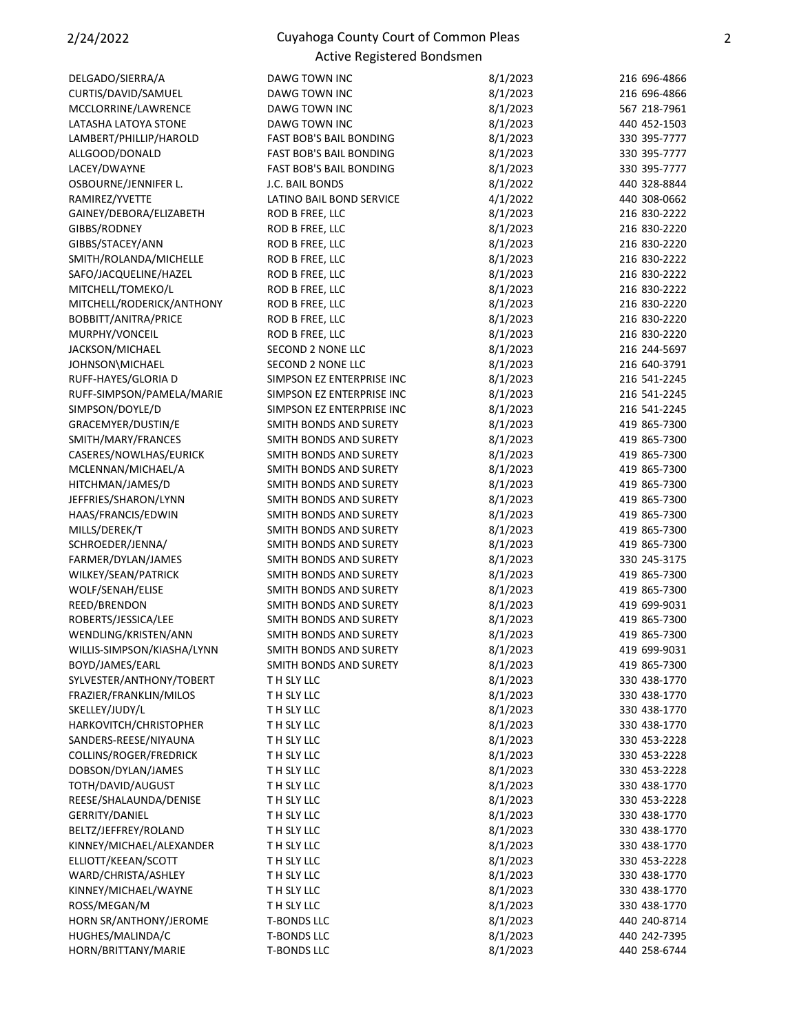| | | | |
|---|---|---|---|
| DELGADO/SIERRA/A | DAWG TOWN INC | 8/1/2023 | 216 696-4866 |
| CURTIS/DAVID/SAMUEL | DAWG TOWN INC | 8/1/2023 | 216 696-4866 |
| MCCLORRINE/LAWRENCE | DAWG TOWN INC | 8/1/2023 | 567 218-7961 |
| LATASHA LATOYA STONE | DAWG TOWN INC | 8/1/2023 | 440 452-1503 |
| LAMBERT/PHILLIP/HAROLD | FAST BOB'S BAIL BONDING | 8/1/2023 | 330 395-7777 |
| ALLGOOD/DONALD | FAST BOB'S BAIL BONDING | 8/1/2023 | 330 395-7777 |
| LACEY/DWAYNE | FAST BOB'S BAIL BONDING | 8/1/2023 | 330 395-7777 |
| OSBOURNE/JENNIFER L. | J.C. BAIL BONDS | 8/1/2022 | 440 328-8844 |
| RAMIREZ/YVETTE | LATINO BAIL BOND SERVICE | 4/1/2022 | 440 308-0662 |
| GAINEY/DEBORA/ELIZABETH | ROD B FREE, LLC | 8/1/2023 | 216 830-2222 |
| GIBBS/RODNEY | ROD B FREE, LLC | 8/1/2023 | 216 830-2220 |
| GIBBS/STACEY/ANN | ROD B FREE, LLC | 8/1/2023 | 216 830-2220 |
| SMITH/ROLANDA/MICHELLE | ROD B FREE, LLC | 8/1/2023 | 216 830-2222 |
| SAFO/JACQUELINE/HAZEL | ROD B FREE, LLC | 8/1/2023 | 216 830-2222 |
| MITCHELL/TOMEKO/L | ROD B FREE, LLC | 8/1/2023 | 216 830-2222 |
| MITCHELL/RODERICK/ANTHONY | ROD B FREE, LLC | 8/1/2023 | 216 830-2220 |
| BOBBITT/ANITRA/PRICE | ROD B FREE, LLC | 8/1/2023 | 216 830-2220 |
| MURPHY/VONCEIL | ROD B FREE, LLC | 8/1/2023 | 216 830-2220 |
| JACKSON/MICHAEL | SECOND 2 NONE LLC | 8/1/2023 | 216 244-5697 |
| JOHNSON\MICHAEL | SECOND 2 NONE LLC | 8/1/2023 | 216 640-3791 |
| RUFF-HAYES/GLORIA D | SIMPSON EZ ENTERPRISE INC | 8/1/2023 | 216 541-2245 |
| RUFF-SIMPSON/PAMELA/MARIE | SIMPSON EZ ENTERPRISE INC | 8/1/2023 | 216 541-2245 |
| SIMPSON/DOYLE/D | SIMPSON EZ ENTERPRISE INC | 8/1/2023 | 216 541-2245 |
| GRACEMYER/DUSTIN/E | SMITH BONDS AND SURETY | 8/1/2023 | 419 865-7300 |
| SMITH/MARY/FRANCES | SMITH BONDS AND SURETY | 8/1/2023 | 419 865-7300 |
| CASERES/NOWLHAS/EURICK | SMITH BONDS AND SURETY | 8/1/2023 | 419 865-7300 |
| MCLENNAN/MICHAEL/A | SMITH BONDS AND SURETY | 8/1/2023 | 419 865-7300 |
| HITCHMAN/JAMES/D | SMITH BONDS AND SURETY | 8/1/2023 | 419 865-7300 |
| JEFFRIES/SHARON/LYNN | SMITH BONDS AND SURETY | 8/1/2023 | 419 865-7300 |
| HAAS/FRANCIS/EDWIN | SMITH BONDS AND SURETY | 8/1/2023 | 419 865-7300 |
| MILLS/DEREK/T | SMITH BONDS AND SURETY | 8/1/2023 | 419 865-7300 |
| SCHROEDER/JENNA/ | SMITH BONDS AND SURETY | 8/1/2023 | 419 865-7300 |
| FARMER/DYLAN/JAMES | SMITH BONDS AND SURETY | 8/1/2023 | 330 245-3175 |
| WILKEY/SEAN/PATRICK | SMITH BONDS AND SURETY | 8/1/2023 | 419 865-7300 |
| WOLF/SENAH/ELISE | SMITH BONDS AND SURETY | 8/1/2023 | 419 865-7300 |
| REED/BRENDON | SMITH BONDS AND SURETY | 8/1/2023 | 419 699-9031 |
| ROBERTS/JESSICA/LEE | SMITH BONDS AND SURETY | 8/1/2023 | 419 865-7300 |
| WENDLING/KRISTEN/ANN | SMITH BONDS AND SURETY | 8/1/2023 | 419 865-7300 |
| WILLIS-SIMPSON/KIASHA/LYNN | SMITH BONDS AND SURETY | 8/1/2023 | 419 699-9031 |
| BOYD/JAMES/EARL | SMITH BONDS AND SURETY | 8/1/2023 | 419 865-7300 |
| SYLVESTER/ANTHONY/TOBERT | T H SLY LLC | 8/1/2023 | 330 438-1770 |
| FRAZIER/FRANKLIN/MILOS | T H SLY LLC | 8/1/2023 | 330 438-1770 |
| SKELLEY/JUDY/L | T H SLY LLC | 8/1/2023 | 330 438-1770 |
| HARKOVITCH/CHRISTOPHER | T H SLY LLC | 8/1/2023 | 330 438-1770 |
| SANDERS-REESE/NIYAUNA | T H SLY LLC | 8/1/2023 | 330 453-2228 |
| COLLINS/ROGER/FREDRICK | T H SLY LLC | 8/1/2023 | 330 453-2228 |
| DOBSON/DYLAN/JAMES | T H SLY LLC | 8/1/2023 | 330 453-2228 |
| TOTH/DAVID/AUGUST | T H SLY LLC | 8/1/2023 | 330 438-1770 |
| REESE/SHALAUNDA/DENISE | T H SLY LLC | 8/1/2023 | 330 453-2228 |
| GERRITY/DANIEL | T H SLY LLC | 8/1/2023 | 330 438-1770 |
| BELTZ/JEFFREY/ROLAND | T H SLY LLC | 8/1/2023 | 330 438-1770 |
| KINNEY/MICHAEL/ALEXANDER | T H SLY LLC | 8/1/2023 | 330 438-1770 |
| ELLIOTT/KEEAN/SCOTT | T H SLY LLC | 8/1/2023 | 330 453-2228 |
| WARD/CHRISTA/ASHLEY | T H SLY LLC | 8/1/2023 | 330 438-1770 |
| KINNEY/MICHAEL/WAYNE | T H SLY LLC | 8/1/2023 | 330 438-1770 |
| ROSS/MEGAN/M | T H SLY LLC | 8/1/2023 | 330 438-1770 |
| HORN SR/ANTHONY/JEROME | T-BONDS LLC | 8/1/2023 | 440 240-8714 |
| HUGHES/MALINDA/C | T-BONDS LLC | 8/1/2023 | 440 242-7395 |
| HORN/BRITTANY/MARIE | T-BONDS LLC | 8/1/2023 | 440 258-6744 |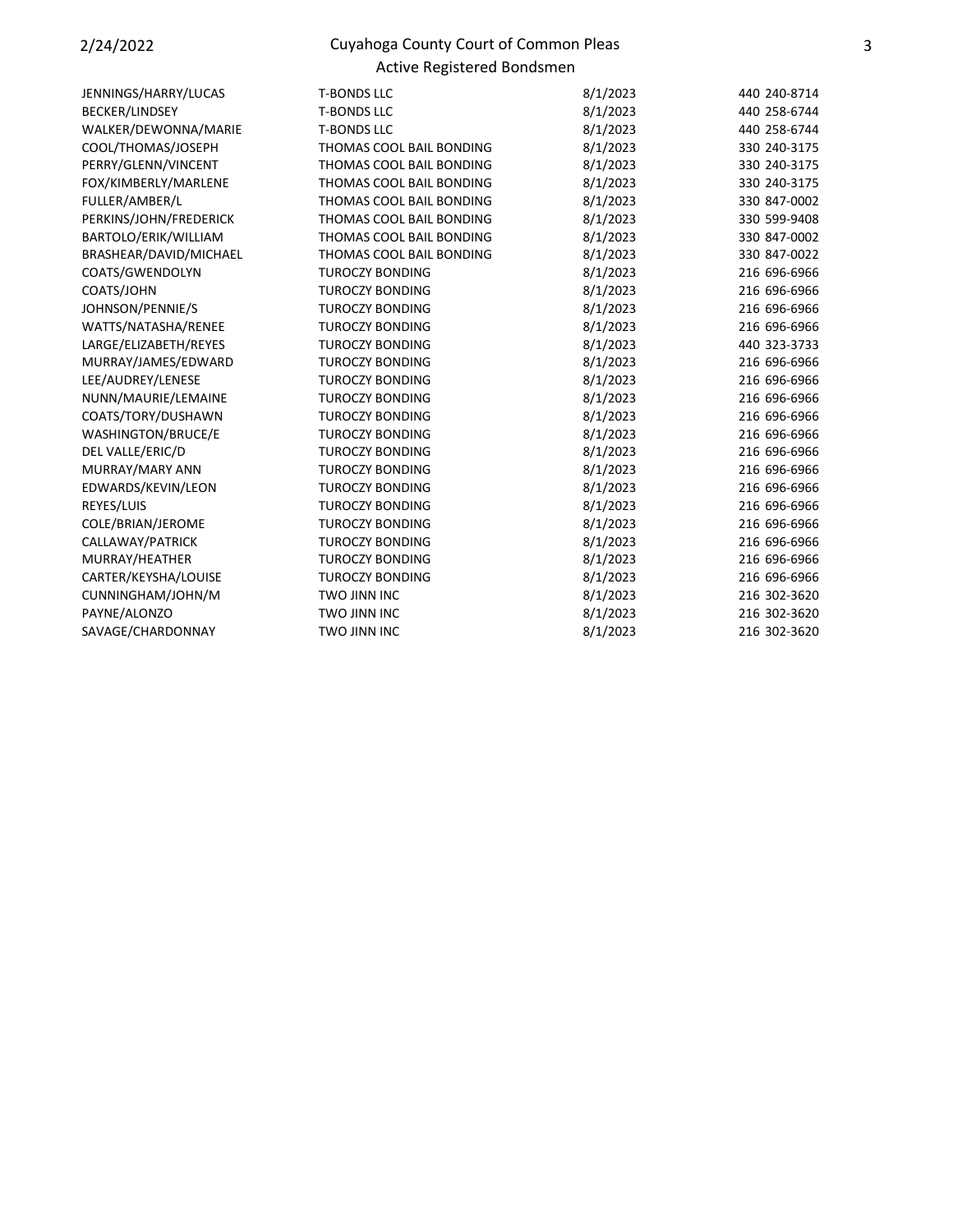| | | | |
|---|---|---|---|
| JENNINGS/HARRY/LUCAS | T-BONDS LLC | 8/1/2023 | 440 240-8714 |
| BECKER/LINDSEY | T-BONDS LLC | 8/1/2023 | 440 258-6744 |
| WALKER/DEWONNA/MARIE | T-BONDS LLC | 8/1/2023 | 440 258-6744 |
| COOL/THOMAS/JOSEPH | THOMAS COOL BAIL BONDING | 8/1/2023 | 330 240-3175 |
| PERRY/GLENN/VINCENT | THOMAS COOL BAIL BONDING | 8/1/2023 | 330 240-3175 |
| FOX/KIMBERLY/MARLENE | THOMAS COOL BAIL BONDING | 8/1/2023 | 330 240-3175 |
| FULLER/AMBER/L | THOMAS COOL BAIL BONDING | 8/1/2023 | 330 847-0002 |
| PERKINS/JOHN/FREDERICK | THOMAS COOL BAIL BONDING | 8/1/2023 | 330 599-9408 |
| BARTOLO/ERIK/WILLIAM | THOMAS COOL BAIL BONDING | 8/1/2023 | 330 847-0002 |
| BRASHEAR/DAVID/MICHAEL | THOMAS COOL BAIL BONDING | 8/1/2023 | 330 847-0022 |
| COATS/GWENDOLYN | TUROCZY BONDING | 8/1/2023 | 216 696-6966 |
| COATS/JOHN | TUROCZY BONDING | 8/1/2023 | 216 696-6966 |
| JOHNSON/PENNIE/S | TUROCZY BONDING | 8/1/2023 | 216 696-6966 |
| WATTS/NATASHA/RENEE | TUROCZY BONDING | 8/1/2023 | 216 696-6966 |
| LARGE/ELIZABETH/REYES | TUROCZY BONDING | 8/1/2023 | 440 323-3733 |
| MURRAY/JAMES/EDWARD | TUROCZY BONDING | 8/1/2023 | 216 696-6966 |
| LEE/AUDREY/LENESE | TUROCZY BONDING | 8/1/2023 | 216 696-6966 |
| NUNN/MAURIE/LEMAINE | TUROCZY BONDING | 8/1/2023 | 216 696-6966 |
| COATS/TORY/DUSHAWN | TUROCZY BONDING | 8/1/2023 | 216 696-6966 |
| WASHINGTON/BRUCE/E | TUROCZY BONDING | 8/1/2023 | 216 696-6966 |
| DEL VALLE/ERIC/D | TUROCZY BONDING | 8/1/2023 | 216 696-6966 |
| MURRAY/MARY ANN | TUROCZY BONDING | 8/1/2023 | 216 696-6966 |
| EDWARDS/KEVIN/LEON | TUROCZY BONDING | 8/1/2023 | 216 696-6966 |
| REYES/LUIS | TUROCZY BONDING | 8/1/2023 | 216 696-6966 |
| COLE/BRIAN/JEROME | TUROCZY BONDING | 8/1/2023 | 216 696-6966 |
| CALLAWAY/PATRICK | TUROCZY BONDING | 8/1/2023 | 216 696-6966 |
| MURRAY/HEATHER | TUROCZY BONDING | 8/1/2023 | 216 696-6966 |
| CARTER/KEYSHA/LOUISE | TUROCZY BONDING | 8/1/2023 | 216 696-6966 |
| CUNNINGHAM/JOHN/M | TWO JINN INC | 8/1/2023 | 216 302-3620 |
| PAYNE/ALONZO | TWO JINN INC | 8/1/2023 | 216 302-3620 |
| SAVAGE/CHARDONNAY | TWO JINN INC | 8/1/2023 | 216 302-3620 |